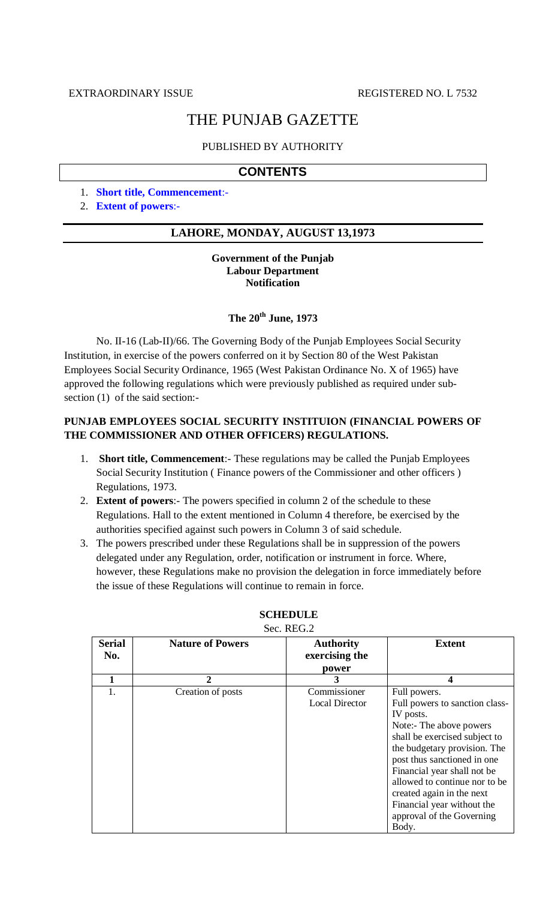EXTRAORDINARY ISSUE REGISTERED NO. L 7532

# THE PUNJAB GAZETTE

PUBLISHED BY AUTHORITY

## CONTENTS

1. **Short title, Commencement**:-
2. **Extent of powers**:-

### LAHORE, MONDAY, AUGUST 13,1973

**Government of the Punjab**
**Labour Department**
**Notification**

**The 20th June, 1973**

No. II-16 (Lab-II)/66. The Governing Body of the Punjab Employees Social Security Institution, in exercise of the powers conferred on it by Section 80 of the West Pakistan Employees Social Security Ordinance, 1965 (West Pakistan Ordinance No. X of 1965) have approved the following regulations which were previously published as required under sub-section (1) of the said section:-

**PUNJAB EMPLOYEES SOCIAL SECURITY INSTITUION (FINANCIAL POWERS OF THE COMMISSIONER AND OTHER OFFICERS) REGULATIONS.**

1. **Short title, Commencement**:- These regulations may be called the Punjab Employees Social Security Institution ( Finance powers of the Commissioner and other officers ) Regulations, 1973.
2. **Extent of powers**:- The powers specified in column 2 of the schedule to these Regulations. Hall to the extent mentioned in Column 4 therefore, be exercised by the authorities specified against such powers in Column 3 of said schedule.
3. The powers prescribed under these Regulations shall be in suppression of the powers delegated under any Regulation, order, notification or instrument in force. Where, however, these Regulations make no provision the delegation in force immediately before the issue of these Regulations will continue to remain in force.

**SCHEDULE**

Sec. REG.2

| Serial No. | Nature of Powers | Authority exercising the power | Extent |
|---|---|---|---|
| 1 | 2 | 3 | 4 |
| 1. | Creation of posts | Commissioner<br>Local Director | Full powers.<br>Full powers to sanction class-IV posts.<br>Note:- The above powers shall be exercised subject to the budgetary provision. The post thus sanctioned in one Financial year shall not be allowed to continue nor to be created again in the next Financial year without the approval of the Governing Body. |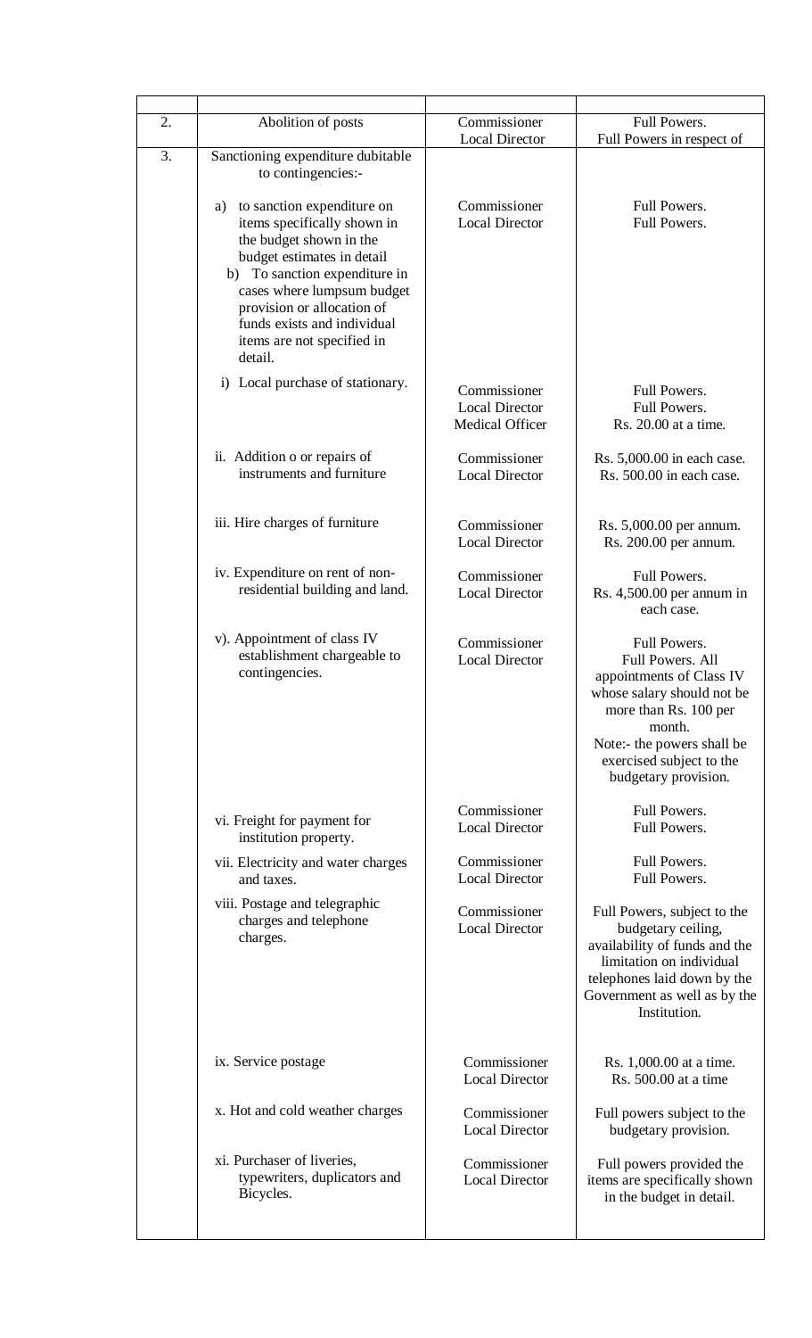| | | | |
|---|---|---|---|
| 2. | Abolition of posts | Commissioner<br>Local Director | Full Powers.<br>Full Powers in respect of |
| 3. | Sanctioning expenditure dubitable to contingencies:-<br><br>a) to sanction expenditure on items specifically shown in the budget shown in the budget estimates in detail<br>b) To sanction expenditure in cases where lumpsum budget provision or allocation of funds exists and individual items are not specified in detail. | Commissioner<br>Local Director | Full Powers.<br>Full Powers. |
| | i) Local purchase of stationary. | Commissioner<br>Local Director<br>Medical Officer | Full Powers.<br>Full Powers.<br>Rs. 20.00 at a time. |
| | ii. Addition o or repairs of instruments and furniture | Commissioner<br>Local Director | Rs. 5,000.00 in each case.<br>Rs. 500.00 in each case. |
| | iii. Hire charges of furniture | Commissioner<br>Local Director | Rs. 5,000.00 per annum.<br>Rs. 200.00 per annum. |
| | iv. Expenditure on rent of non-residential building and land. | Commissioner<br>Local Director | Full Powers.<br>Rs. 4,500.00 per annum in each case. |
| | v). Appointment of class IV establishment chargeable to contingencies. | Commissioner<br>Local Director | Full Powers.<br>Full Powers. All appointments of Class IV whose salary should not be more than Rs. 100 per month.<br>Note:- the powers shall be exercised subject to the budgetary provision. |
| | vi. Freight for payment for institution property. | Commissioner<br>Local Director | Full Powers.<br>Full Powers. |
| | vii. Electricity and water charges and taxes. | Commissioner<br>Local Director | Full Powers.<br>Full Powers. |
| | viii. Postage and telegraphic charges and telephone charges. | Commissioner<br>Local Director | Full Powers, subject to the budgetary ceiling, availability of funds and the limitation on individual telephones laid down by the Government as well as by the Institution. |
| | ix. Service postage | Commissioner<br>Local Director | Rs. 1,000.00 at a time.<br>Rs. 500.00 at a time |
| | x. Hot and cold weather charges | Commissioner<br>Local Director | Full powers subject to the budgetary provision. |
| | xi. Purchaser of liveries, typewriters, duplicators and Bicycles. | Commissioner<br>Local Director | Full powers provided the items are specifically shown in the budget in detail. |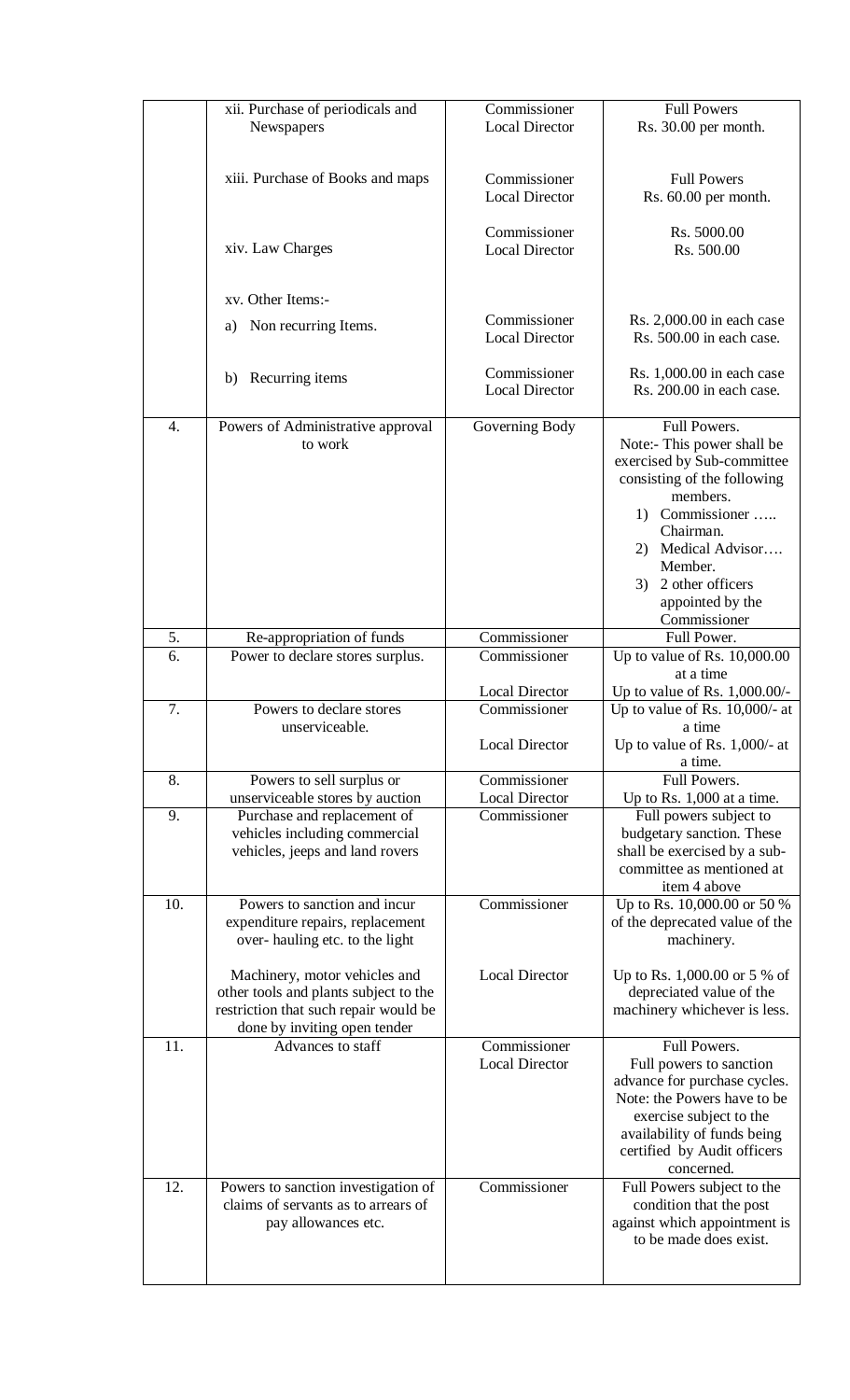| | | | |
|---|---|---|---|
| | xii. Purchase of periodicals and Newspapers | Commissioner<br>Local Director | Full Powers<br>Rs. 30.00 per month. |
| | xiii. Purchase of Books and maps | Commissioner<br>Local Director | Full Powers<br>Rs. 60.00 per month. |
| | xiv. Law Charges | Commissioner<br>Local Director | Rs. 5000.00<br>Rs. 500.00 |
| | xv. Other Items:- | | |
| | a) Non recurring Items. | Commissioner<br>Local Director | Rs. 2,000.00 in each case<br>Rs. 500.00 in each case. |
| | b) Recurring items | Commissioner<br>Local Director | Rs. 1,000.00 in each case<br>Rs. 200.00 in each case. |
| 4. | Powers of Administrative approval to work | Governing Body | Full Powers.<br>Note:- This power shall be exercised by Sub-committee consisting of the following members.<br>1) Commissioner ….. Chairman.<br>2) Medical Advisor…. Member.<br>3) 2 other officers appointed by the Commissioner |
| 5. | Re-appropriation of funds | Commissioner | Full Power. |
| 6. | Power to declare stores surplus. | Commissioner<br>Local Director | Up to value of Rs. 10,000.00 at a time<br>Up to value of Rs. 1,000.00/- |
| 7. | Powers to declare stores unserviceable. | Commissioner<br>Local Director | Up to value of Rs. 10,000/- at a time<br>Up to value of Rs. 1,000/- at a time. |
| 8. | Powers to sell surplus or unserviceable stores by auction | Commissioner<br>Local Director | Full Powers.<br>Up to Rs. 1,000 at a time. |
| 9. | Purchase and replacement of vehicles including commercial vehicles, jeeps and land rovers | Commissioner | Full powers subject to budgetary sanction. These shall be exercised by a sub-committee as mentioned at item 4 above |
| 10. | Powers to sanction and incur expenditure repairs, replacement over- hauling etc. to the light<br>Machinery, motor vehicles and other tools and plants subject to the restriction that such repair would be done by inviting open tender | Commissioner<br>Local Director | Up to Rs. 10,000.00 or 50 % of the deprecated value of the machinery.<br>Up to Rs. 1,000.00 or 5 % of depreciated value of the machinery whichever is less. |
| 11. | Advances to staff | Commissioner<br>Local Director | Full Powers.<br>Full powers to sanction advance for purchase cycles.<br>Note: the Powers have to be exercise subject to the availability of funds being certified by Audit officers concerned. |
| 12. | Powers to sanction investigation of claims of servants as to arrears of pay allowances etc. | Commissioner | Full Powers subject to the condition that the post against which appointment is to be made does exist. |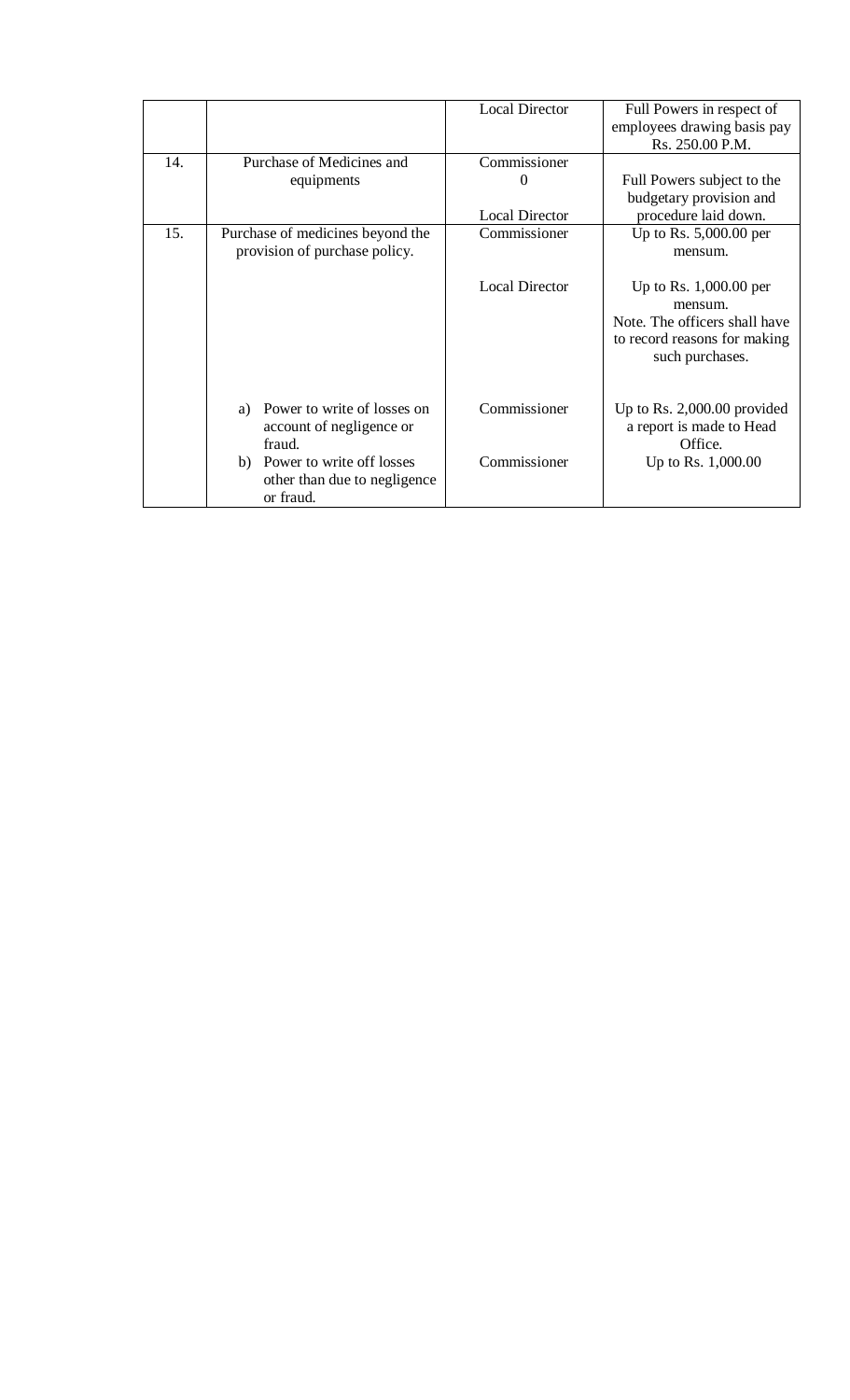| | | | |
|---|---|---|---|
| | | Local Director | Full Powers in respect of employees drawing basis pay Rs. 250.00 P.M. |
| 14. | Purchase of Medicines and equipments | Commissioner<br>0<br>Local Director | Full Powers subject to the budgetary provision and procedure laid down. |
| 15. | Purchase of medicines beyond the provision of purchase policy. | Commissioner | Up to Rs. 5,000.00 per mensum. |
| | | Local Director | Up to Rs. 1,000.00 per mensum.<br>Note. The officers shall have to record reasons for making such purchases. |
| | a) Power to write of losses on account of negligence or fraud. | Commissioner | Up to Rs. 2,000.00 provided a report is made to Head Office. |
| | b) Power to write off losses other than due to negligence or fraud. | Commissioner | Up to Rs. 1,000.00 |